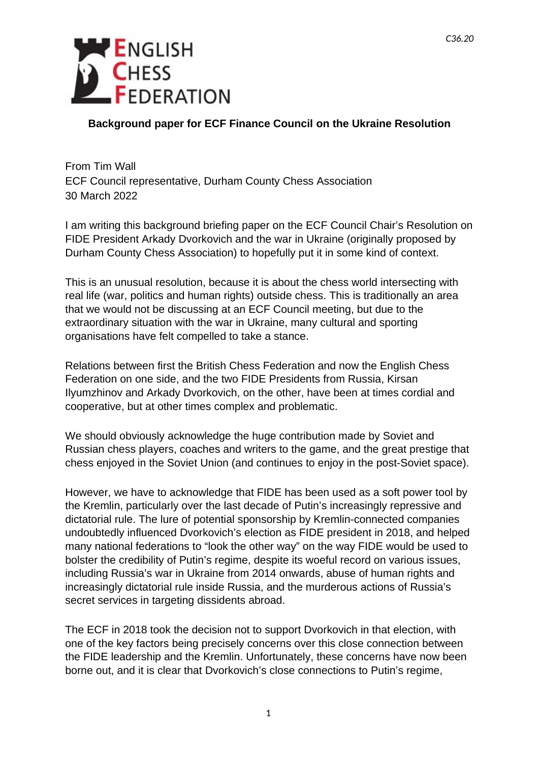C36.20

ENGLISH CHESS FEDERATION

**Background paper for ECF Finance Council on the Ukraine Resolution**

From Tim Wall
ECF Council representative, Durham County Chess Association
30 March 2022

I am writing this background briefing paper on the ECF Council Chair's Resolution on FIDE President Arkady Dvorkovich and the war in Ukraine (originally proposed by Durham County Chess Association) to hopefully put it in some kind of context.

This is an unusual resolution, because it is about the chess world intersecting with real life (war, politics and human rights) outside chess. This is traditionally an area that we would not be discussing at an ECF Council meeting, but due to the extraordinary situation with the war in Ukraine, many cultural and sporting organisations have felt compelled to take a stance.

Relations between first the British Chess Federation and now the English Chess Federation on one side, and the two FIDE Presidents from Russia, Kirsan Ilyumzhinov and Arkady Dvorkovich, on the other, have been at times cordial and cooperative, but at other times complex and problematic.

We should obviously acknowledge the huge contribution made by Soviet and Russian chess players, coaches and writers to the game, and the great prestige that chess enjoyed in the Soviet Union (and continues to enjoy in the post-Soviet space).

However, we have to acknowledge that FIDE has been used as a soft power tool by the Kremlin, particularly over the last decade of Putin's increasingly repressive and dictatorial rule. The lure of potential sponsorship by Kremlin-connected companies undoubtedly influenced Dvorkovich's election as FIDE president in 2018, and helped many national federations to "look the other way" on the way FIDE would be used to bolster the credibility of Putin's regime, despite its woeful record on various issues, including Russia's war in Ukraine from 2014 onwards, abuse of human rights and increasingly dictatorial rule inside Russia, and the murderous actions of Russia's secret services in targeting dissidents abroad.

The ECF in 2018 took the decision not to support Dvorkovich in that election, with one of the key factors being precisely concerns over this close connection between the FIDE leadership and the Kremlin. Unfortunately, these concerns have now been borne out, and it is clear that Dvorkovich's close connections to Putin's regime,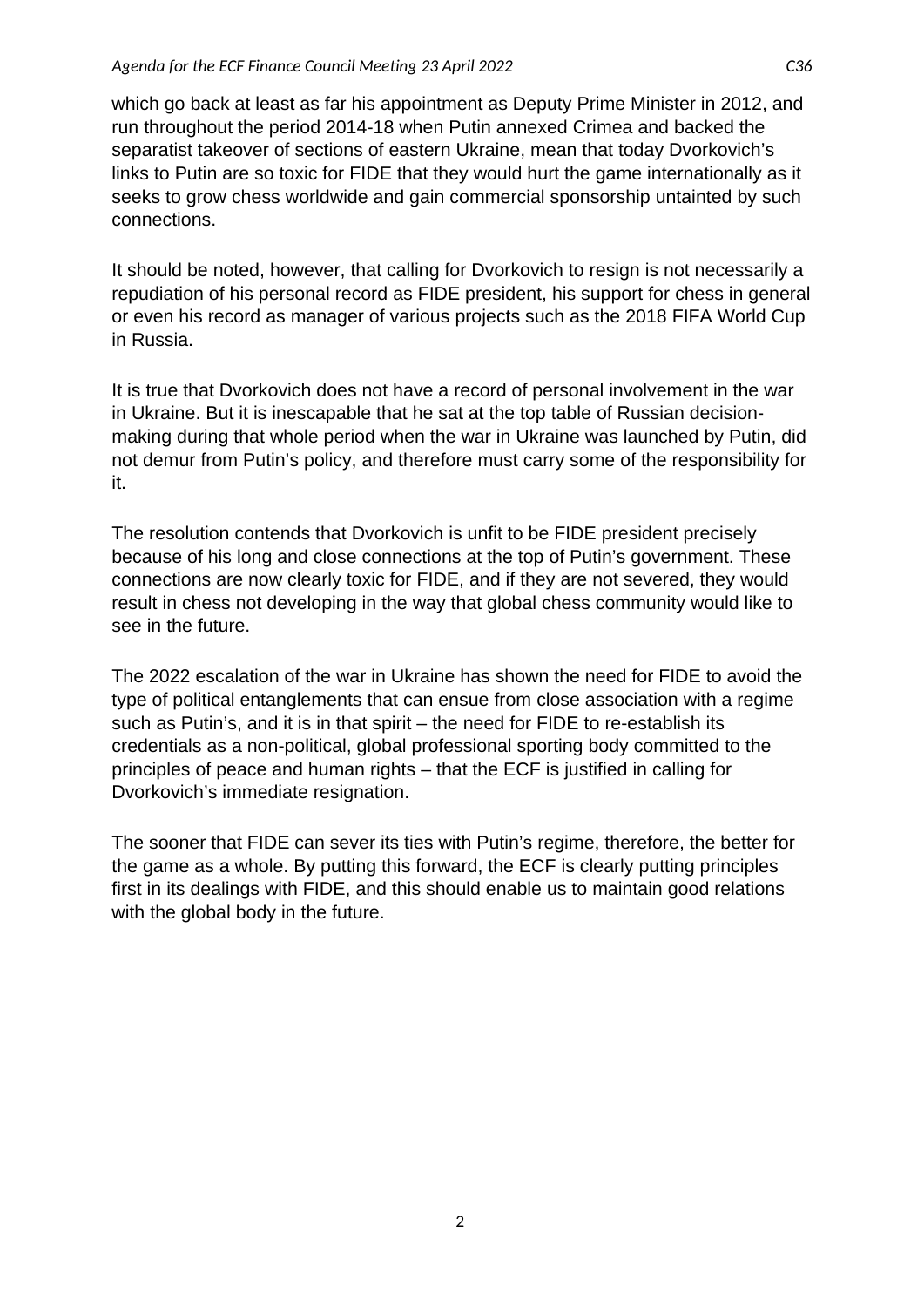which go back at least as far his appointment as Deputy Prime Minister in 2012, and run throughout the period 2014-18 when Putin annexed Crimea and backed the separatist takeover of sections of eastern Ukraine, mean that today Dvorkovich's links to Putin are so toxic for FIDE that they would hurt the game internationally as it seeks to grow chess worldwide and gain commercial sponsorship untainted by such connections.

It should be noted, however, that calling for Dvorkovich to resign is not necessarily a repudiation of his personal record as FIDE president, his support for chess in general or even his record as manager of various projects such as the 2018 FIFA World Cup in Russia.

It is true that Dvorkovich does not have a record of personal involvement in the war in Ukraine. But it is inescapable that he sat at the top table of Russian decision-making during that whole period when the war in Ukraine was launched by Putin, did not demur from Putin's policy, and therefore must carry some of the responsibility for it.

The resolution contends that Dvorkovich is unfit to be FIDE president precisely because of his long and close connections at the top of Putin's government. These connections are now clearly toxic for FIDE, and if they are not severed, they would result in chess not developing in the way that global chess community would like to see in the future.

The 2022 escalation of the war in Ukraine has shown the need for FIDE to avoid the type of political entanglements that can ensue from close association with a regime such as Putin's, and it is in that spirit – the need for FIDE to re-establish its credentials as a non-political, global professional sporting body committed to the principles of peace and human rights – that the ECF is justified in calling for Dvorkovich's immediate resignation.

The sooner that FIDE can sever its ties with Putin's regime, therefore, the better for the game as a whole. By putting this forward, the ECF is clearly putting principles first in its dealings with FIDE, and this should enable us to maintain good relations with the global body in the future.